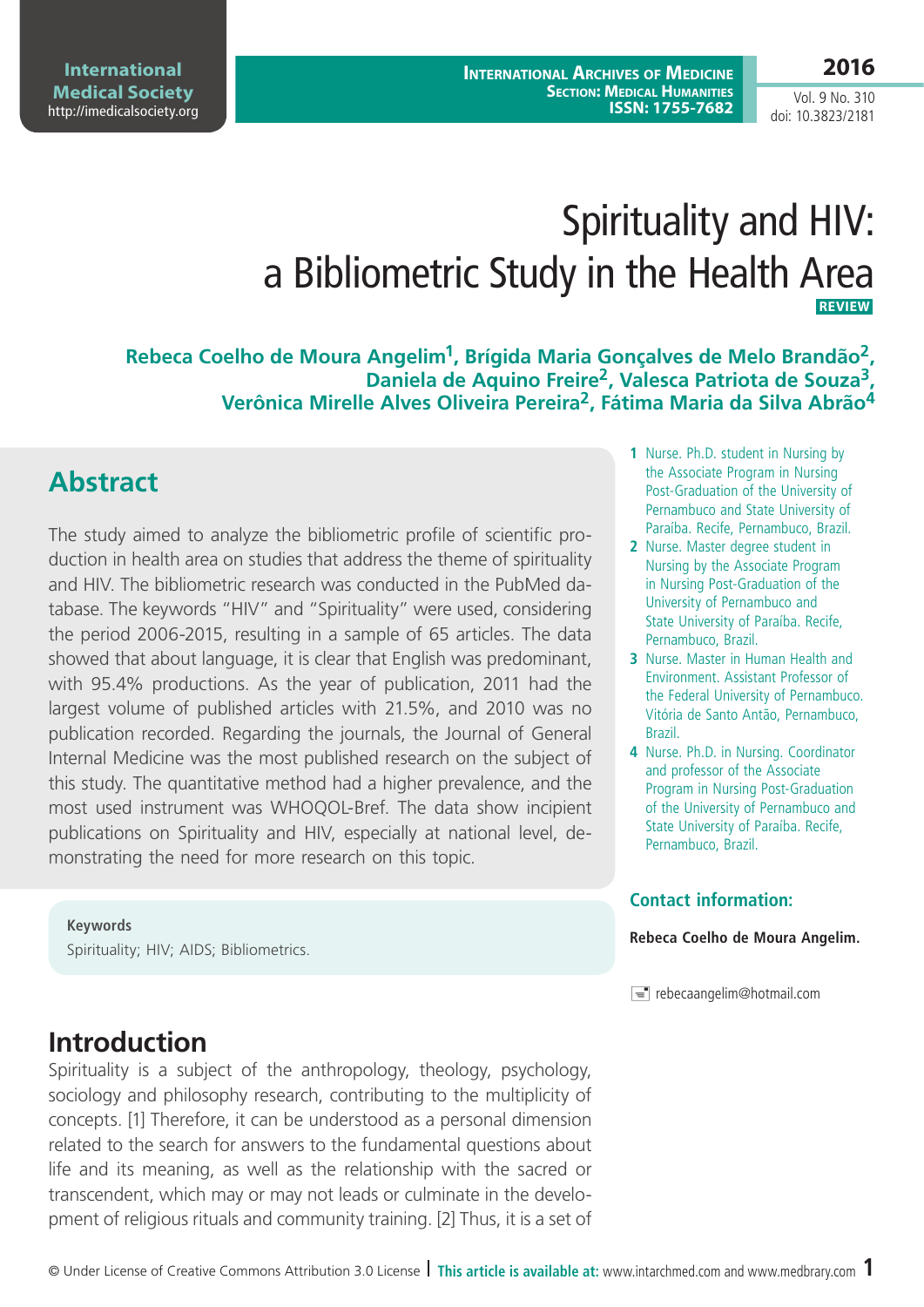# Spirituality and HIV: a Bibliometric Study in the Health Area

**REVIEW**

**Rebeca Coelho de Moura Angelim[1], Brígida Maria Gonçalves de Melo Brandão[2], Daniela de Aquino Freire[2], Valesca Patriota de Souza[3], Verônica Mirelle Alves Oliveira Pereira[2], Fátima Maria da Silva Abrão[4]**

1 Nurse. Ph.D. student in Nursing by the Associate Program in Nursing Post-Graduation of the University of Pernambuco and State University of Paraíba. Recife, Pernambuco, Brazil.

2 Nurse. Master degree student in Nursing by the Associate Program in Nursing Post-Graduation of the University of Pernambuco and State University of Paraíba. Recife, Pernambuco, Brazil.

3 Nurse. Master in Human Health and Environment. Assistant Professor of the Federal University of Pernambuco. Vitória de Santo Antão, Pernambuco, Brazil.

4 Nurse. Ph.D. in Nursing. Coordinator and professor of the Associate Program in Nursing Post-Graduation of the University of Pernambuco and State University of Paraíba. Recife, Pernambuco, Brazil.

## Contact information:

**Rebeca Coelho de Moura Angelim.**

rebecaangelim@hotmail.com

## Abstract

The study aimed to analyze the bibliometric profile of scientific production in health area on studies that address the theme of spirituality and HIV. The bibliometric research was conducted in the PubMed database. The keywords "HIV" and "Spirituality" were used, considering the period 2006-2015, resulting in a sample of 65 articles. The data showed that about language, it is clear that English was predominant, with 95.4% productions. As the year of publication, 2011 had the largest volume of published articles with 21.5%, and 2010 was no publication recorded. Regarding the journals, the Journal of General Internal Medicine was the most published research on the subject of this study. The quantitative method had a higher prevalence, and the most used instrument was WHOQOL-Bref. The data show incipient publications on Spirituality and HIV, especially at national level, demonstrating the need for more research on this topic.

**Keywords**

Spirituality; HIV; AIDS; Bibliometrics.

## Introduction

Spirituality is a subject of the anthropology, theology, psychology, sociology and philosophy research, contributing to the multiplicity of concepts. [1] Therefore, it can be understood as a personal dimension related to the search for answers to the fundamental questions about life and its meaning, as well as the relationship with the sacred or transcendent, which may or may not leads or culminate in the development of religious rituals and community training. [2] Thus, it is a set of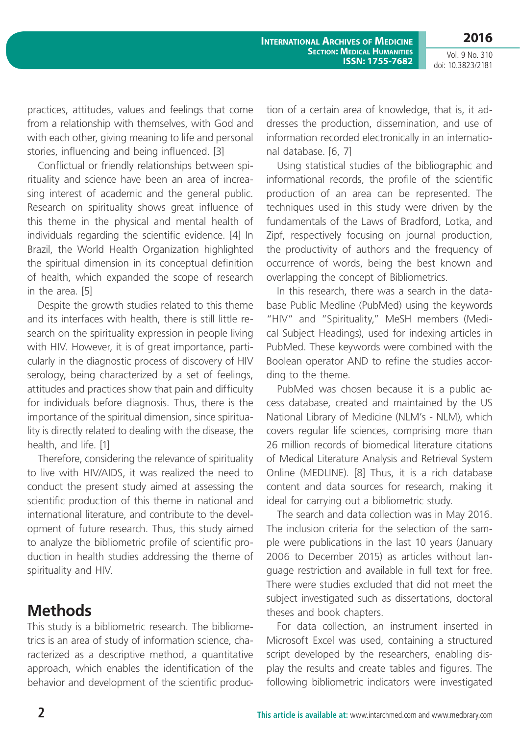practices, attitudes, values and feelings that come from a relationship with themselves, with God and with each other, giving meaning to life and personal stories, influencing and being influenced. [3]

Conflictual or friendly relationships between spirituality and science have been an area of increasing interest of academic and the general public. Research on spirituality shows great influence of this theme in the physical and mental health of individuals regarding the scientific evidence. [4] In Brazil, the World Health Organization highlighted the spiritual dimension in its conceptual definition of health, which expanded the scope of research in the area. [5]

Despite the growth studies related to this theme and its interfaces with health, there is still little research on the spirituality expression in people living with HIV. However, it is of great importance, particularly in the diagnostic process of discovery of HIV serology, being characterized by a set of feelings, attitudes and practices show that pain and difficulty for individuals before diagnosis. Thus, there is the importance of the spiritual dimension, since spirituality is directly related to dealing with the disease, the health, and life. [1]

Therefore, considering the relevance of spirituality to live with HIV/AIDS, it was realized the need to conduct the present study aimed at assessing the scientific production of this theme in national and international literature, and contribute to the development of future research. Thus, this study aimed to analyze the bibliometric profile of scientific production in health studies addressing the theme of spirituality and HIV.

# Methods

This study is a bibliometric research. The bibliometrics is an area of study of information science, characterized as a descriptive method, a quantitative approach, which enables the identification of the behavior and development of the scientific production of a certain area of knowledge, that is, it addresses the production, dissemination, and use of information recorded electronically in an international database. [6, 7]

Using statistical studies of the bibliographic and informational records, the profile of the scientific production of an area can be represented. The techniques used in this study were driven by the fundamentals of the Laws of Bradford, Lotka, and Zipf, respectively focusing on journal production, the productivity of authors and the frequency of occurrence of words, being the best known and overlapping the concept of Bibliometrics.

In this research, there was a search in the database Public Medline (PubMed) using the keywords "HIV" and "Spirituality," MeSH members (Medical Subject Headings), used for indexing articles in PubMed. These keywords were combined with the Boolean operator AND to refine the studies according to the theme.

PubMed was chosen because it is a public access database, created and maintained by the US National Library of Medicine (NLM's - NLM), which covers regular life sciences, comprising more than 26 million records of biomedical literature citations of Medical Literature Analysis and Retrieval System Online (MEDLINE). [8] Thus, it is a rich database content and data sources for research, making it ideal for carrying out a bibliometric study.

The search and data collection was in May 2016. The inclusion criteria for the selection of the sample were publications in the last 10 years (January 2006 to December 2015) as articles without language restriction and available in full text for free. There were studies excluded that did not meet the subject investigated such as dissertations, doctoral theses and book chapters.

For data collection, an instrument inserted in Microsoft Excel was used, containing a structured script developed by the researchers, enabling display the results and create tables and figures. The following bibliometric indicators were investigated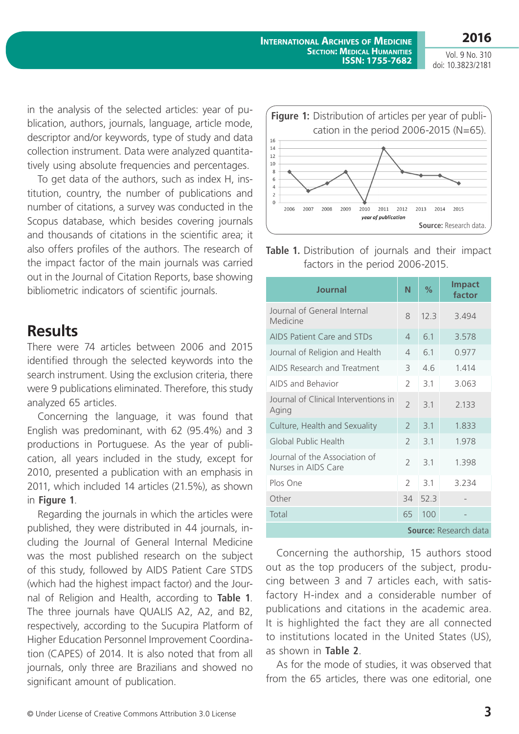in the analysis of the selected articles: year of publication, authors, journals, language, article mode, descriptor and/or keywords, type of study and data collection instrument. Data were analyzed quantitatively using absolute frequencies and percentages.

To get data of the authors, such as index H, institution, country, the number of publications and number of citations, a survey was conducted in the Scopus database, which besides covering journals and thousands of citations in the scientific area; it also offers profiles of the authors. The research of the impact factor of the main journals was carried out in the Journal of Citation Reports, base showing bibliometric indicators of scientific journals.

## Results

There were 74 articles between 2006 and 2015 identified through the selected keywords into the search instrument. Using the exclusion criteria, there were 9 publications eliminated. Therefore, this study analyzed 65 articles.

Concerning the language, it was found that English was predominant, with 62 (95.4%) and 3 productions in Portuguese. As the year of publication, all years included in the study, except for 2010, presented a publication with an emphasis in 2011, which included 14 articles (21.5%), as shown in **Figure 1**.

Regarding the journals in which the articles were published, they were distributed in 44 journals, including the Journal of General Internal Medicine was the most published research on the subject of this study, followed by AIDS Patient Care STDS (which had the highest impact factor) and the Journal of Religion and Health, according to **Table 1**. The three journals have QUALIS A2, A2, and B2, respectively, according to the Sucupira Platform of Higher Education Personnel Improvement Coordination (CAPES) of 2014. It is also noted that from all journals, only three are Brazilians and showed no significant amount of publication.

**Figure 1:** Distribution of articles per year of publication in the period 2006-2015 (N=65).

| year of publication | 2006 | 2007 | 2008 | 2009 | 2010 | 2011 | 2012 | 2013 | 2014 | 2015 |
|---|---|---|---|---|---|---|---|---|---|---|
| Articles | 8 | 3 | 5 | 8 | 0 | 14 | 8 | 7 | 7 | 5 |

**Source:** Research data.

**Table 1.** Distribution of journals and their impact factors in the period 2006-2015.

| Journal | N | % | Impact factor |
|---|---|---|---|
| Journal of General Internal Medicine | 8 | 12.3 | 3.494 |
| AIDS Patient Care and STDs | 4 | 6.1 | 3.578 |
| Journal of Religion and Health | 4 | 6.1 | 0.977 |
| AIDS Research and Treatment | 3 | 4.6 | 1.414 |
| AIDS and Behavior | 2 | 3.1 | 3.063 |
| Journal of Clinical Interventions in Aging | 2 | 3.1 | 2.133 |
| Culture, Health and Sexuality | 2 | 3.1 | 1.833 |
| Global Public Health | 2 | 3.1 | 1.978 |
| Journal of the Association of Nurses in AIDS Care | 2 | 3.1 | 1.398 |
| Plos One | 2 | 3.1 | 3.234 |
| Other | 34 | 52.3 | - |
| Total | 65 | 100 | - |

**Source:** Research data

Concerning the authorship, 15 authors stood out as the top producers of the subject, producing between 3 and 7 articles each, with satisfactory H-index and a considerable number of publications and citations in the academic area. It is highlighted the fact they are all connected to institutions located in the United States (US), as shown in **Table 2**.

As for the mode of studies, it was observed that from the 65 articles, there was one editorial, one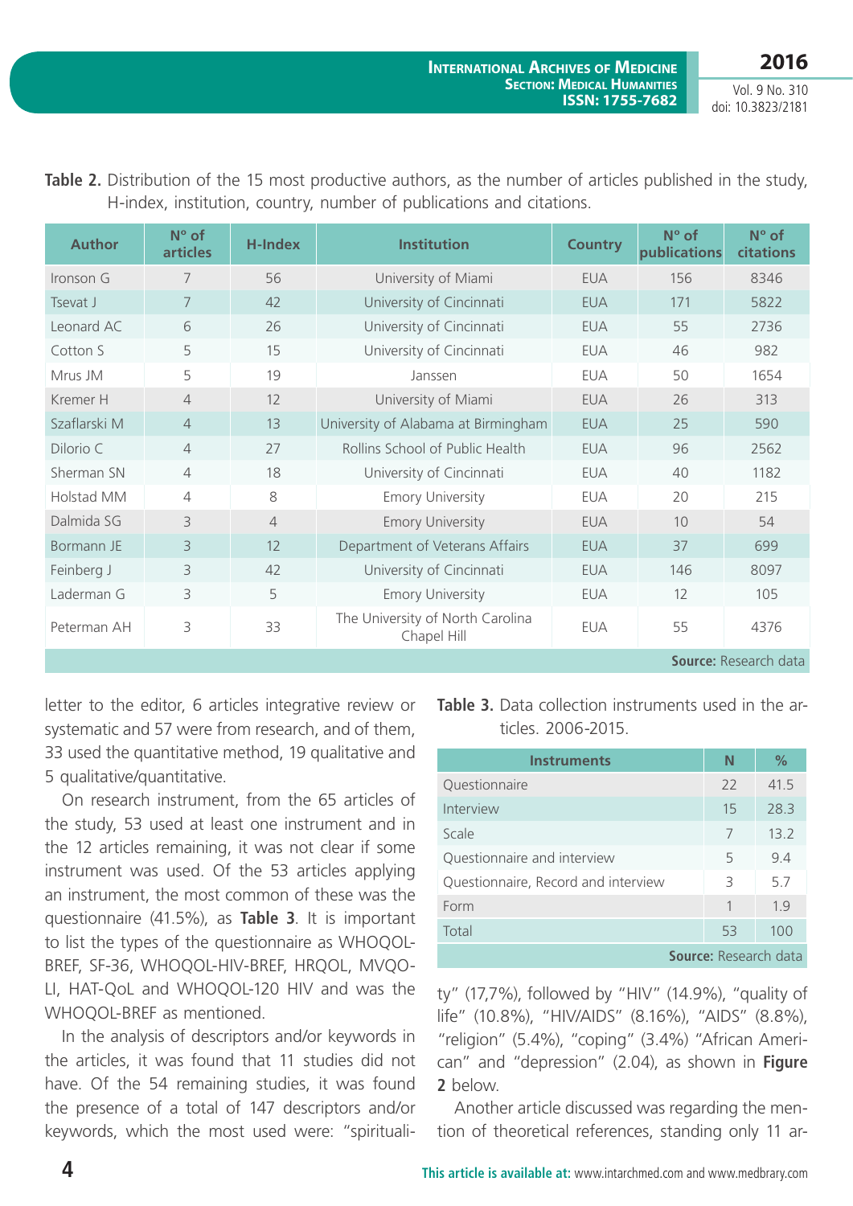**Table 2.** Distribution of the 15 most productive authors, as the number of articles published in the study, H-index, institution, country, number of publications and citations.

| Author | Nº of articles | H-Index | Institution | Country | Nº of publications | Nº of citations |
|---|---|---|---|---|---|---|
| Ironson G | 7 | 56 | University of Miami | EUA | 156 | 8346 |
| Tsevat J | 7 | 42 | University of Cincinnati | EUA | 171 | 5822 |
| Leonard AC | 6 | 26 | University of Cincinnati | EUA | 55 | 2736 |
| Cotton S | 5 | 15 | University of Cincinnati | EUA | 46 | 982 |
| Mrus JM | 5 | 19 | Janssen | EUA | 50 | 1654 |
| Kremer H | 4 | 12 | University of Miami | EUA | 26 | 313 |
| Szaflarski M | 4 | 13 | University of Alabama at Birmingham | EUA | 25 | 590 |
| Dilorio C | 4 | 27 | Rollins School of Public Health | EUA | 96 | 2562 |
| Sherman SN | 4 | 18 | University of Cincinnati | EUA | 40 | 1182 |
| Holstad MM | 4 | 8 | Emory University | EUA | 20 | 215 |
| Dalmida SG | 3 | 4 | Emory University | EUA | 10 | 54 |
| Bormann JE | 3 | 12 | Department of Veterans Affairs | EUA | 37 | 699 |
| Feinberg J | 3 | 42 | University of Cincinnati | EUA | 146 | 8097 |
| Laderman G | 3 | 5 | Emory University | EUA | 12 | 105 |
| Peterman AH | 3 | 33 | The University of North Carolina Chapel Hill | EUA | 55 | 4376 |

**Source:** Research data

letter to the editor, 6 articles integrative review or systematic and 57 were from research, and of them, 33 used the quantitative method, 19 qualitative and 5 qualitative/quantitative.

On research instrument, from the 65 articles of the study, 53 used at least one instrument and in the 12 articles remaining, it was not clear if some instrument was used. Of the 53 articles applying an instrument, the most common of these was the questionnaire (41.5%), as **Table 3**. It is important to list the types of the questionnaire as WHOQOL-BREF, SF-36, WHOQOL-HIV-BREF, HRQOL, MVQOLI, HAT-QoL and WHOQOL-120 HIV and was the WHOQOL-BREF as mentioned.

In the analysis of descriptors and/or keywords in the articles, it was found that 11 studies did not have. Of the 54 remaining studies, it was found the presence of a total of 147 descriptors and/or keywords, which the most used were: "spirituality" (17,7%), followed by "HIV" (14.9%), "quality of life" (10.8%), "HIV/AIDS" (8.16%), "AIDS" (8.8%), "religion" (5.4%), "coping" (3.4%) "African American" and "depression" (2.04), as shown in **Figure 2** below.

**Table 3.** Data collection instruments used in the articles. 2006-2015.

| Instruments | N | % |
|---|---|---|
| Questionnaire | 22 | 41.5 |
| Interview | 15 | 28.3 |
| Scale | 7 | 13.2 |
| Questionnaire and interview | 5 | 9.4 |
| Questionnaire, Record and interview | 3 | 5.7 |
| Form | 1 | 1.9 |
| Total | 53 | 100 |

**Source:** Research data

Another article discussed was regarding the mention of theoretical references, standing only 11 ar-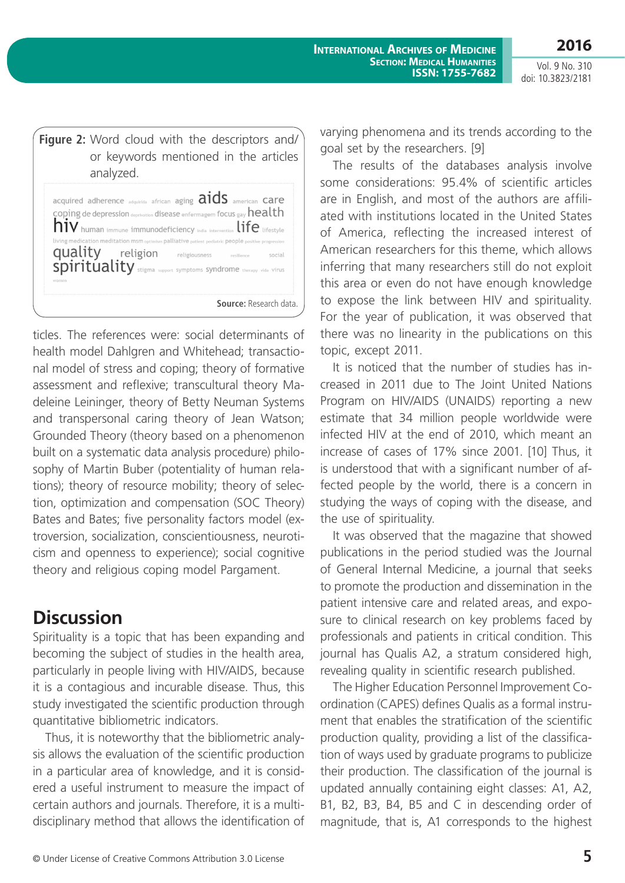**Figure 2:** Word cloud with the descriptors and/ or keywords mentioned in the articles analyzed.

acquired adherence adquirida african aging aids american care coping de depression deprivation disease enfermagem focus gay health hiv human immune immunodeficiency india intervention life lifestyle living medication meditation msm optimism palliative patient pediatric people positive progression quality religion religiousness resilience social spirituality stigma support symptoms syndrome therapy vida virus women

**Source:** Research data.

ticles. The references were: social determinants of health model Dahlgren and Whitehead; transactional model of stress and coping; theory of formative assessment and reflexive; transcultural theory Madeleine Leininger, theory of Betty Neuman Systems and transpersonal caring theory of Jean Watson; Grounded Theory (theory based on a phenomenon built on a systematic data analysis procedure) philosophy of Martin Buber (potentiality of human relations); theory of resource mobility; theory of selection, optimization and compensation (SOC Theory) Bates and Bates; five personality factors model (extroversion, socialization, conscientiousness, neuroticism and openness to experience); social cognitive theory and religious coping model Pargament.

## Discussion

Spirituality is a topic that has been expanding and becoming the subject of studies in the health area, particularly in people living with HIV/AIDS, because it is a contagious and incurable disease. Thus, this study investigated the scientific production through quantitative bibliometric indicators.

Thus, it is noteworthy that the bibliometric analysis allows the evaluation of the scientific production in a particular area of knowledge, and it is considered a useful instrument to measure the impact of certain authors and journals. Therefore, it is a multidisciplinary method that allows the identification of varying phenomena and its trends according to the goal set by the researchers. [9]

The results of the databases analysis involve some considerations: 95.4% of scientific articles are in English, and most of the authors are affiliated with institutions located in the United States of America, reflecting the increased interest of American researchers for this theme, which allows inferring that many researchers still do not exploit this area or even do not have enough knowledge to expose the link between HIV and spirituality. For the year of publication, it was observed that there was no linearity in the publications on this topic, except 2011.

It is noticed that the number of studies has increased in 2011 due to The Joint United Nations Program on HIV/AIDS (UNAIDS) reporting a new estimate that 34 million people worldwide were infected HIV at the end of 2010, which meant an increase of cases of 17% since 2001. [10] Thus, it is understood that with a significant number of affected people by the world, there is a concern in studying the ways of coping with the disease, and the use of spirituality.

It was observed that the magazine that showed publications in the period studied was the Journal of General Internal Medicine, a journal that seeks to promote the production and dissemination in the patient intensive care and related areas, and exposure to clinical research on key problems faced by professionals and patients in critical condition. This journal has Qualis A2, a stratum considered high, revealing quality in scientific research published.

The Higher Education Personnel Improvement Coordination (CAPES) defines Qualis as a formal instrument that enables the stratification of the scientific production quality, providing a list of the classification of ways used by graduate programs to publicize their production. The classification of the journal is updated annually containing eight classes: A1, A2, B1, B2, B3, B4, B5 and C in descending order of magnitude, that is, A1 corresponds to the highest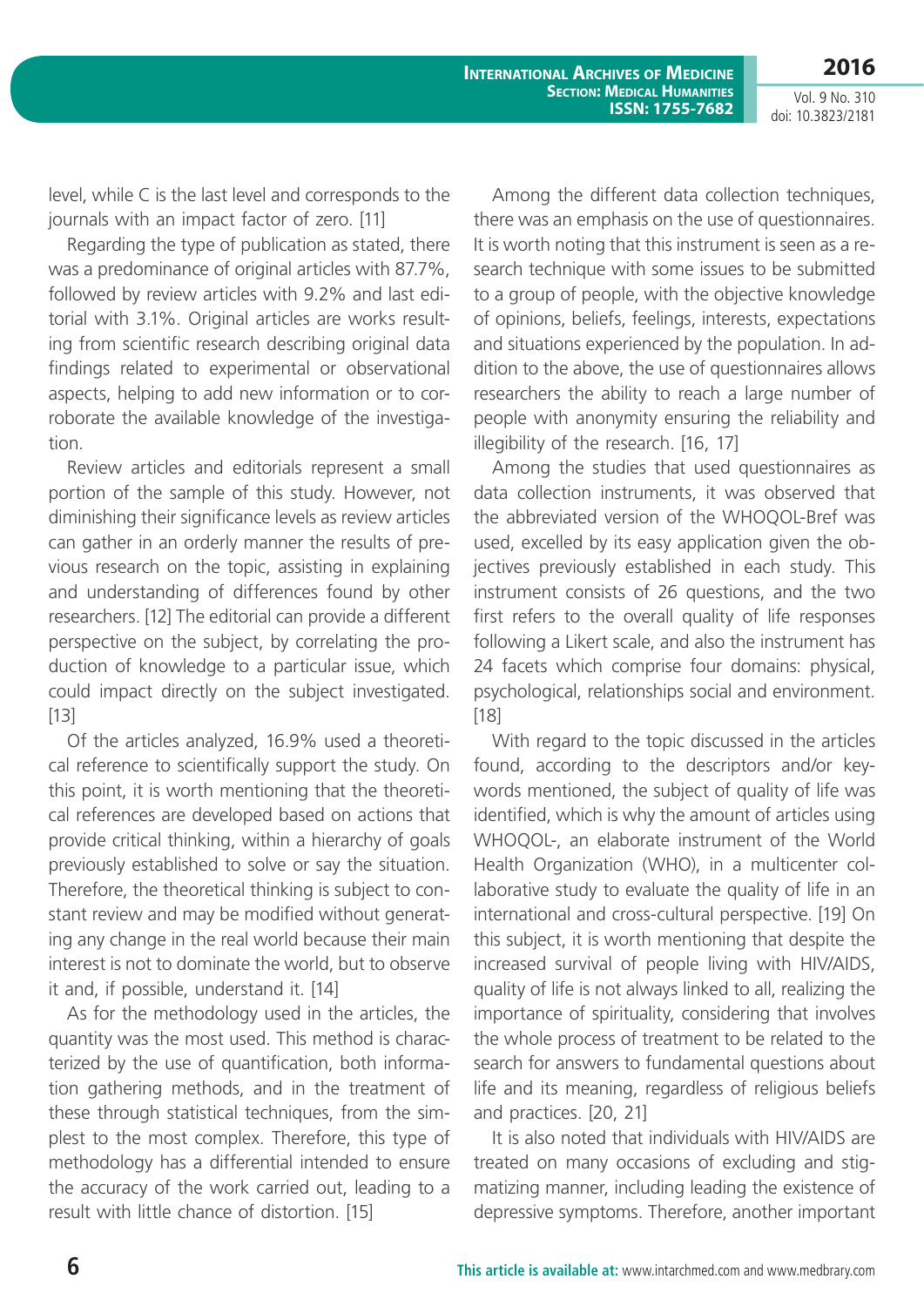level, while C is the last level and corresponds to the journals with an impact factor of zero. [11]

Regarding the type of publication as stated, there was a predominance of original articles with 87.7%, followed by review articles with 9.2% and last editorial with 3.1%. Original articles are works resulting from scientific research describing original data findings related to experimental or observational aspects, helping to add new information or to corroborate the available knowledge of the investigation.

Review articles and editorials represent a small portion of the sample of this study. However, not diminishing their significance levels as review articles can gather in an orderly manner the results of previous research on the topic, assisting in explaining and understanding of differences found by other researchers. [12] The editorial can provide a different perspective on the subject, by correlating the production of knowledge to a particular issue, which could impact directly on the subject investigated. [13]

Of the articles analyzed, 16.9% used a theoretical reference to scientifically support the study. On this point, it is worth mentioning that the theoretical references are developed based on actions that provide critical thinking, within a hierarchy of goals previously established to solve or say the situation. Therefore, the theoretical thinking is subject to constant review and may be modified without generating any change in the real world because their main interest is not to dominate the world, but to observe it and, if possible, understand it. [14]

As for the methodology used in the articles, the quantity was the most used. This method is characterized by the use of quantification, both information gathering methods, and in the treatment of these through statistical techniques, from the simplest to the most complex. Therefore, this type of methodology has a differential intended to ensure the accuracy of the work carried out, leading to a result with little chance of distortion. [15]

Among the different data collection techniques, there was an emphasis on the use of questionnaires. It is worth noting that this instrument is seen as a research technique with some issues to be submitted to a group of people, with the objective knowledge of opinions, beliefs, feelings, interests, expectations and situations experienced by the population. In addition to the above, the use of questionnaires allows researchers the ability to reach a large number of people with anonymity ensuring the reliability and illegibility of the research. [16, 17]

Among the studies that used questionnaires as data collection instruments, it was observed that the abbreviated version of the WHOQOL-Bref was used, excelled by its easy application given the objectives previously established in each study. This instrument consists of 26 questions, and the two first refers to the overall quality of life responses following a Likert scale, and also the instrument has 24 facets which comprise four domains: physical, psychological, relationships social and environment. [18]

With regard to the topic discussed in the articles found, according to the descriptors and/or keywords mentioned, the subject of quality of life was identified, which is why the amount of articles using WHOQOL-, an elaborate instrument of the World Health Organization (WHO), in a multicenter collaborative study to evaluate the quality of life in an international and cross-cultural perspective. [19] On this subject, it is worth mentioning that despite the increased survival of people living with HIV/AIDS, quality of life is not always linked to all, realizing the importance of spirituality, considering that involves the whole process of treatment to be related to the search for answers to fundamental questions about life and its meaning, regardless of religious beliefs and practices. [20, 21]

It is also noted that individuals with HIV/AIDS are treated on many occasions of excluding and stigmatizing manner, including leading the existence of depressive symptoms. Therefore, another important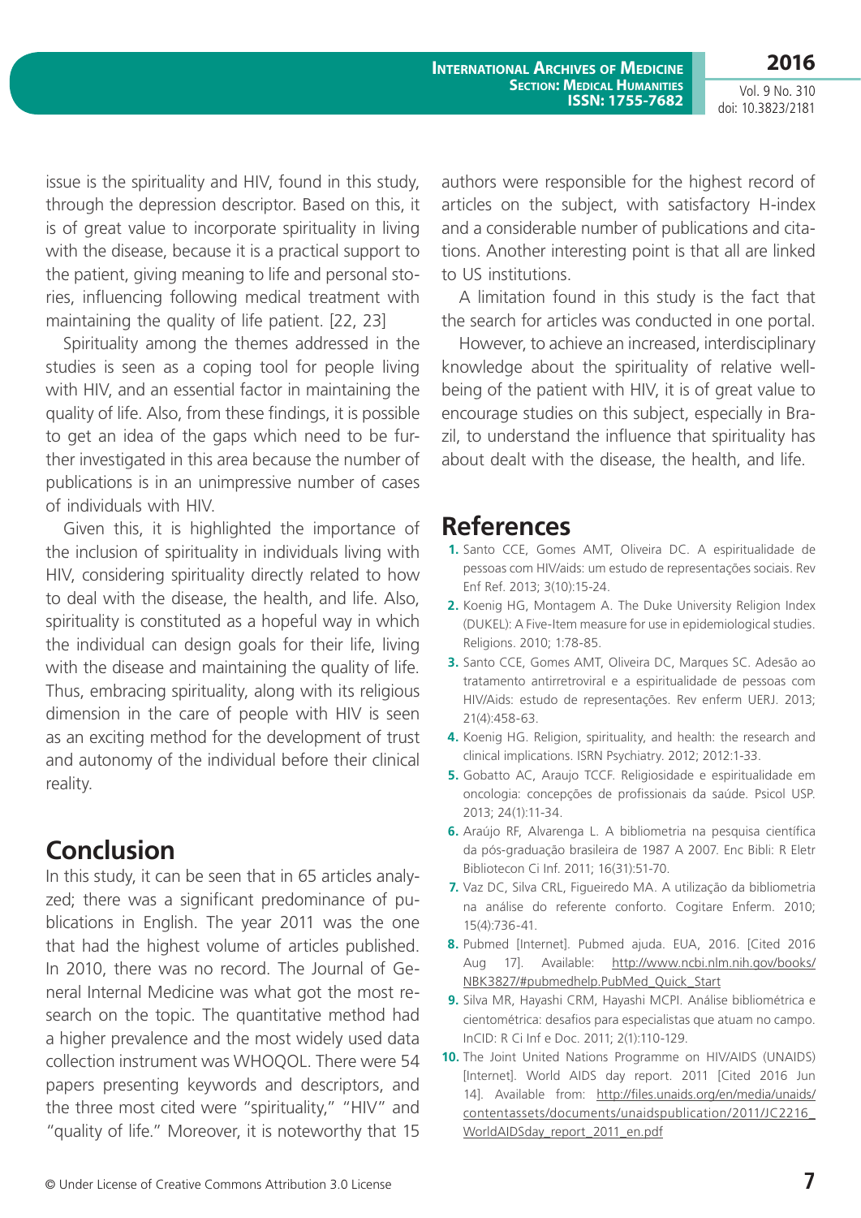issue is the spirituality and HIV, found in this study, through the depression descriptor. Based on this, it is of great value to incorporate spirituality in living with the disease, because it is a practical support to the patient, giving meaning to life and personal stories, influencing following medical treatment with maintaining the quality of life patient. [22, 23]

Spirituality among the themes addressed in the studies is seen as a coping tool for people living with HIV, and an essential factor in maintaining the quality of life. Also, from these findings, it is possible to get an idea of the gaps which need to be further investigated in this area because the number of publications is in an unimpressive number of cases of individuals with HIV.

Given this, it is highlighted the importance of the inclusion of spirituality in individuals living with HIV, considering spirituality directly related to how to deal with the disease, the health, and life. Also, spirituality is constituted as a hopeful way in which the individual can design goals for their life, living with the disease and maintaining the quality of life. Thus, embracing spirituality, along with its religious dimension in the care of people with HIV is seen as an exciting method for the development of trust and autonomy of the individual before their clinical reality.

## Conclusion

In this study, it can be seen that in 65 articles analyzed; there was a significant predominance of publications in English. The year 2011 was the one that had the highest volume of articles published. In 2010, there was no record. The Journal of General Internal Medicine was what got the most research on the topic. The quantitative method had a higher prevalence and the most widely used data collection instrument was WHOQOL. There were 54 papers presenting keywords and descriptors, and the three most cited were "spirituality," "HIV" and "quality of life." Moreover, it is noteworthy that 15 authors were responsible for the highest record of articles on the subject, with satisfactory H-index and a considerable number of publications and citations. Another interesting point is that all are linked to US institutions.

A limitation found in this study is the fact that the search for articles was conducted in one portal.

However, to achieve an increased, interdisciplinary knowledge about the spirituality of relative well-being of the patient with HIV, it is of great value to encourage studies on this subject, especially in Brazil, to understand the influence that spirituality has about dealt with the disease, the health, and life.

## References

1. Santo CCE, Gomes AMT, Oliveira DC. A espiritualidade de pessoas com HIV/aids: um estudo de representações sociais. Rev Enf Ref. 2013; 3(10):15-24.
2. Koenig HG, Montagem A. The Duke University Religion Index (DUKEL): A Five-Item measure for use in epidemiological studies. Religions. 2010; 1:78-85.
3. Santo CCE, Gomes AMT, Oliveira DC, Marques SC. Adesão ao tratamento antirretroviral e a espiritualidade de pessoas com HIV/Aids: estudo de representações. Rev enferm UERJ. 2013; 21(4):458-63.
4. Koenig HG. Religion, spirituality, and health: the research and clinical implications. ISRN Psychiatry. 2012; 2012:1-33.
5. Gobatto AC, Araujo TCCF. Religiosidade e espiritualidade em oncologia: concepções de profissionais da saúde. Psicol USP. 2013; 24(1):11-34.
6. Araújo RF, Alvarenga L. A bibliometria na pesquisa científica da pós-graduação brasileira de 1987 A 2007. Enc Bibli: R Eletr Bibliotecon Ci Inf. 2011; 16(31):51-70.
7. Vaz DC, Silva CRL, Figueiredo MA. A utilização da bibliometria na análise do referente conforto. Cogitare Enferm. 2010; 15(4):736-41.
8. Pubmed [Internet]. Pubmed ajuda. EUA, 2016. [Cited 2016 Aug 17]. Available: http://www.ncbi.nlm.nih.gov/books/NBK3827/#pubmedhelp.PubMed_Quick_Start
9. Silva MR, Hayashi CRM, Hayashi MCPI. Análise bibliométrica e cientométrica: desafios para especialistas que atuam no campo. InCID: R Ci Inf e Doc. 2011; 2(1):110-129.
10. The Joint United Nations Programme on HIV/AIDS (UNAIDS) [Internet]. World AIDS day report. 2011 [Cited 2016 Jun 14]. Available from: http://files.unaids.org/en/media/unaids/contentassets/documents/unaidspublication/2011/JC2216_WorldAIDSday_report_2011_en.pdf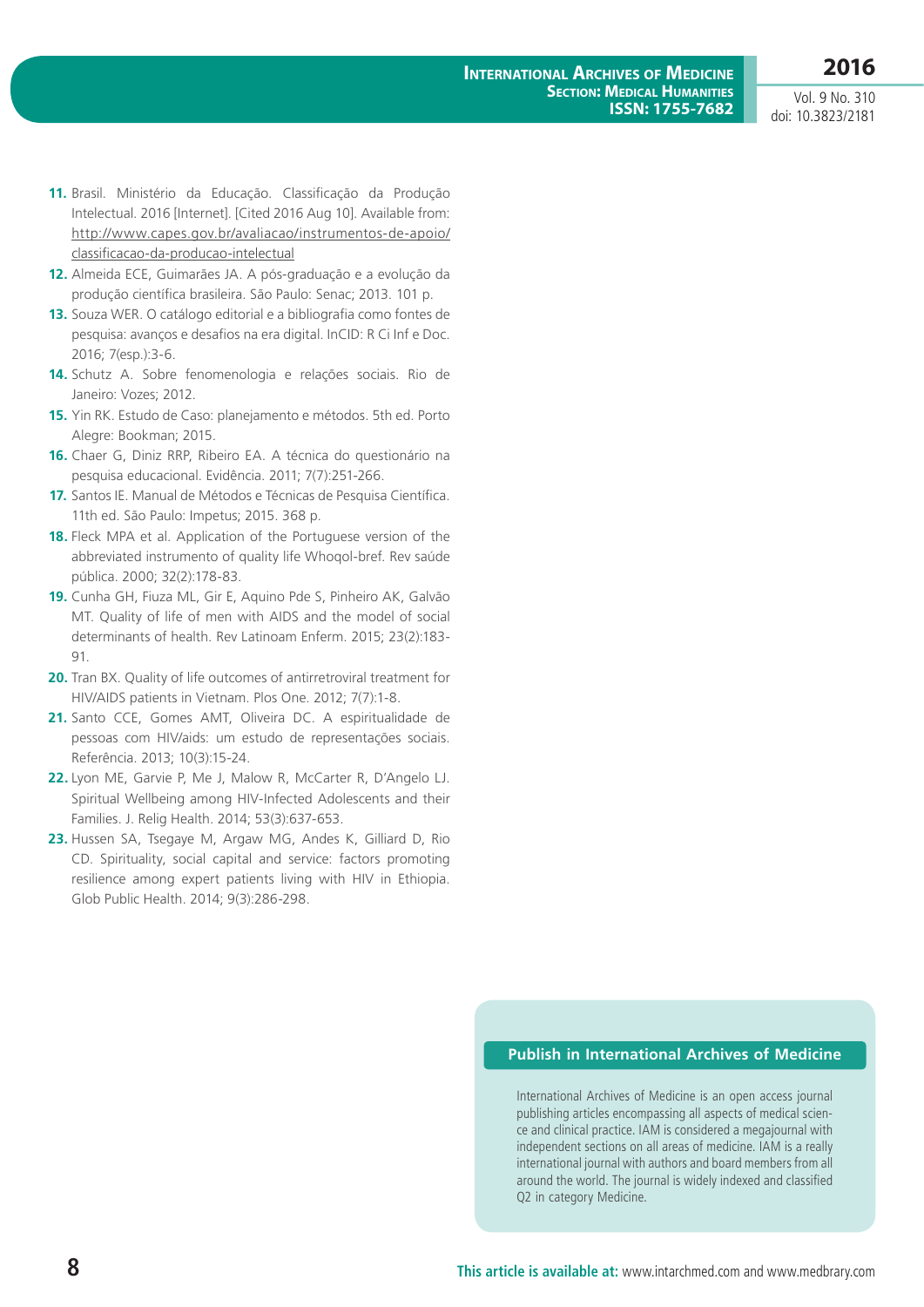11. Brasil. Ministério da Educação. Classificação da Produção Intelectual. 2016 [Internet]. [Cited 2016 Aug 10]. Available from: http://www.capes.gov.br/avaliacao/instrumentos-de-apoio/classificacao-da-producao-intelectual
12. Almeida ECE, Guimarães JA. A pós-graduação e a evolução da produção científica brasileira. São Paulo: Senac; 2013. 101 p.
13. Souza WER. O catálogo editorial e a bibliografia como fontes de pesquisa: avanços e desafios na era digital. InCID: R Ci Inf e Doc. 2016; 7(esp.):3-6.
14. Schutz A. Sobre fenomenologia e relações sociais. Rio de Janeiro: Vozes; 2012.
15. Yin RK. Estudo de Caso: planejamento e métodos. 5th ed. Porto Alegre: Bookman; 2015.
16. Chaer G, Diniz RRP, Ribeiro EA. A técnica do questionário na pesquisa educacional. Evidência. 2011; 7(7):251-266.
17. Santos IE. Manual de Métodos e Técnicas de Pesquisa Científica. 11th ed. São Paulo: Impetus; 2015. 368 p.
18. Fleck MPA et al. Application of the Portuguese version of the abbreviated instrumento of quality life Whoqol-bref. Rev saúde pública. 2000; 32(2):178-83.
19. Cunha GH, Fiuza ML, Gir E, Aquino Pde S, Pinheiro AK, Galvão MT. Quality of life of men with AIDS and the model of social determinants of health. Rev Latinoam Enferm. 2015; 23(2):183-91.
20. Tran BX. Quality of life outcomes of antirretroviral treatment for HIV/AIDS patients in Vietnam. Plos One. 2012; 7(7):1-8.
21. Santo CCE, Gomes AMT, Oliveira DC. A espiritualidade de pessoas com HIV/aids: um estudo de representações sociais. Referência. 2013; 10(3):15-24.
22. Lyon ME, Garvie P, Me J, Malow R, McCarter R, D'Angelo LJ. Spiritual Wellbeing among HIV-Infected Adolescents and their Families. J. Relig Health. 2014; 53(3):637-653.
23. Hussen SA, Tsegaye M, Argaw MG, Andes K, Gilliard D, Rio CD. Spirituality, social capital and service: factors promoting resilience among expert patients living with HIV in Ethiopia. Glob Public Health. 2014; 9(3):286-298.

**Publish in International Archives of Medicine**

International Archives of Medicine is an open access journal publishing articles encompassing all aspects of medical science and clinical practice. IAM is considered a megajournal with independent sections on all areas of medicine. IAM is a really international journal with authors and board members from all around the world. The journal is widely indexed and classified Q2 in category Medicine.